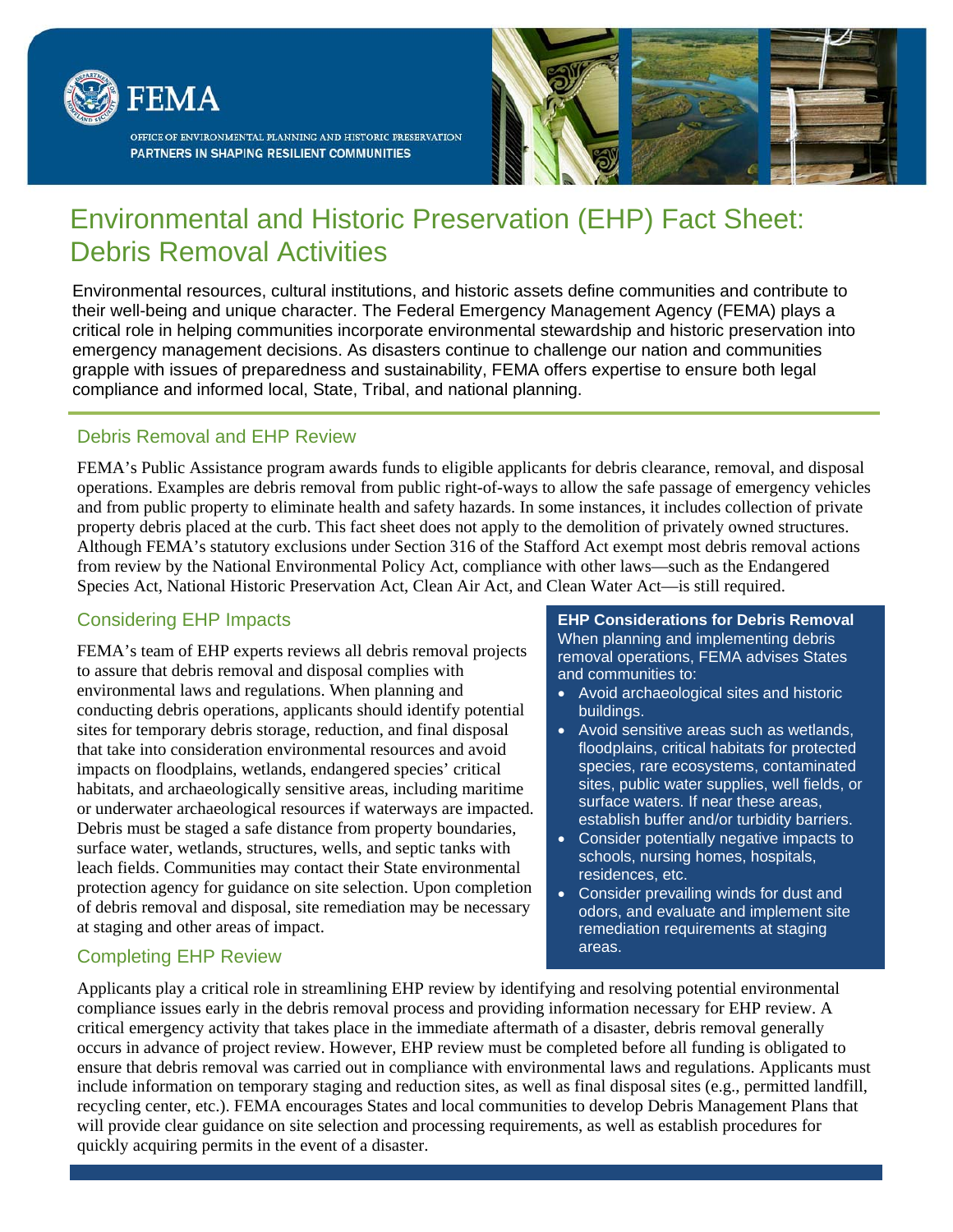FEMA

OFFICE OF ENVIRONMENTAL PLANNING AND HISTORIC PRESERVATION
PARTNERS IN SHAPING RESILIENT COMMUNITIES

# Environmental and Historic Preservation (EHP) Fact Sheet: Debris Removal Activities

Environmental resources, cultural institutions, and historic assets define communities and contribute to their well-being and unique character. The Federal Emergency Management Agency (FEMA) plays a critical role in helping communities incorporate environmental stewardship and historic preservation into emergency management decisions. As disasters continue to challenge our nation and communities grapple with issues of preparedness and sustainability, FEMA offers expertise to ensure both legal compliance and informed local, State, Tribal, and national planning.

## Debris Removal and EHP Review

FEMA's Public Assistance program awards funds to eligible applicants for debris clearance, removal, and disposal operations. Examples are debris removal from public right-of-ways to allow the safe passage of emergency vehicles and from public property to eliminate health and safety hazards. In some instances, it includes collection of private property debris placed at the curb. This fact sheet does not apply to the demolition of privately owned structures. Although FEMA's statutory exclusions under Section 316 of the Stafford Act exempt most debris removal actions from review by the National Environmental Policy Act, compliance with other laws—such as the Endangered Species Act, National Historic Preservation Act, Clean Air Act, and Clean Water Act—is still required.

## Considering EHP Impacts

FEMA's team of EHP experts reviews all debris removal projects to assure that debris removal and disposal complies with environmental laws and regulations. When planning and conducting debris operations, applicants should identify potential sites for temporary debris storage, reduction, and final disposal that take into consideration environmental resources and avoid impacts on floodplains, wetlands, endangered species' critical habitats, and archaeologically sensitive areas, including maritime or underwater archaeological resources if waterways are impacted. Debris must be staged a safe distance from property boundaries, surface water, wetlands, structures, wells, and septic tanks with leach fields. Communities may contact their State environmental protection agency for guidance on site selection. Upon completion of debris removal and disposal, site remediation may be necessary at staging and other areas of impact.

**EHP Considerations for Debris Removal**

When planning and implementing debris removal operations, FEMA advises States and communities to:

- Avoid archaeological sites and historic buildings.
- Avoid sensitive areas such as wetlands, floodplains, critical habitats for protected species, rare ecosystems, contaminated sites, public water supplies, well fields, or surface waters. If near these areas, establish buffer and/or turbidity barriers.
- Consider potentially negative impacts to schools, nursing homes, hospitals, residences, etc.
- Consider prevailing winds for dust and odors, and evaluate and implement site remediation requirements at staging areas.

## Completing EHP Review

Applicants play a critical role in streamlining EHP review by identifying and resolving potential environmental compliance issues early in the debris removal process and providing information necessary for EHP review. A critical emergency activity that takes place in the immediate aftermath of a disaster, debris removal generally occurs in advance of project review. However, EHP review must be completed before all funding is obligated to ensure that debris removal was carried out in compliance with environmental laws and regulations. Applicants must include information on temporary staging and reduction sites, as well as final disposal sites (e.g., permitted landfill, recycling center, etc.). FEMA encourages States and local communities to develop Debris Management Plans that will provide clear guidance on site selection and processing requirements, as well as establish procedures for quickly acquiring permits in the event of a disaster.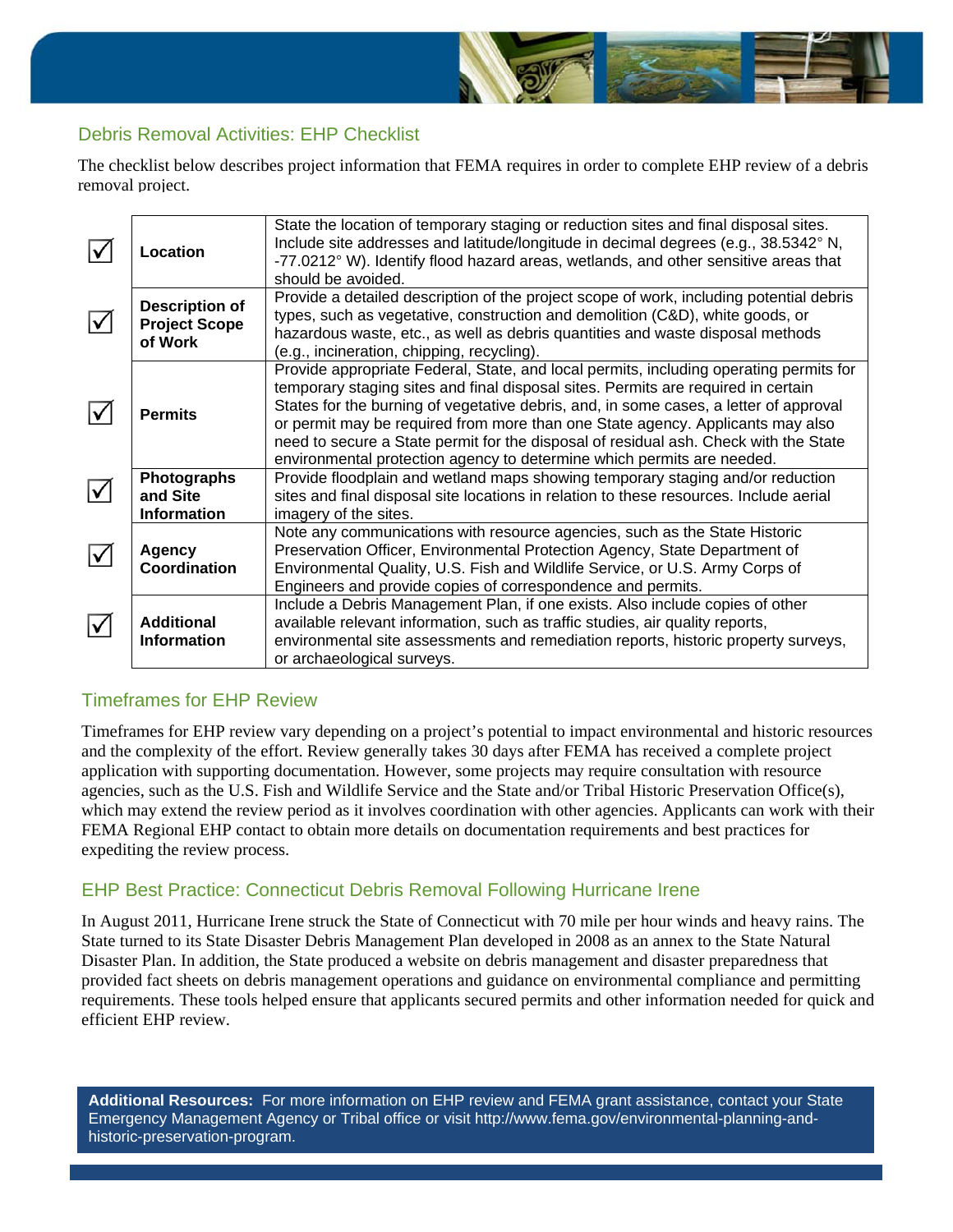## Debris Removal Activities: EHP Checklist

The checklist below describes project information that FEMA requires in order to complete EHP review of a debris removal project.

| | | |
|---|---|---|
| ☑ | **Location** | State the location of temporary staging or reduction sites and final disposal sites. Include site addresses and latitude/longitude in decimal degrees (e.g., 38.5342° N, -77.0212° W). Identify flood hazard areas, wetlands, and other sensitive areas that should be avoided. |
| ☑ | **Description of Project Scope of Work** | Provide a detailed description of the project scope of work, including potential debris types, such as vegetative, construction and demolition (C&D), white goods, or hazardous waste, etc., as well as debris quantities and waste disposal methods (e.g., incineration, chipping, recycling). |
| ☑ | **Permits** | Provide appropriate Federal, State, and local permits, including operating permits for temporary staging sites and final disposal sites. Permits are required in certain States for the burning of vegetative debris, and, in some cases, a letter of approval or permit may be required from more than one State agency. Applicants may also need to secure a State permit for the disposal of residual ash. Check with the State environmental protection agency to determine which permits are needed. |
| ☑ | **Photographs and Site Information** | Provide floodplain and wetland maps showing temporary staging and/or reduction sites and final disposal site locations in relation to these resources. Include aerial imagery of the sites. |
| ☑ | **Agency Coordination** | Note any communications with resource agencies, such as the State Historic Preservation Officer, Environmental Protection Agency, State Department of Environmental Quality, U.S. Fish and Wildlife Service, or U.S. Army Corps of Engineers and provide copies of correspondence and permits. |
| ☑ | **Additional Information** | Include a Debris Management Plan, if one exists. Also include copies of other available relevant information, such as traffic studies, air quality reports, environmental site assessments and remediation reports, historic property surveys, or archaeological surveys. |

## Timeframes for EHP Review

Timeframes for EHP review vary depending on a project's potential to impact environmental and historic resources and the complexity of the effort. Review generally takes 30 days after FEMA has received a complete project application with supporting documentation. However, some projects may require consultation with resource agencies, such as the U.S. Fish and Wildlife Service and the State and/or Tribal Historic Preservation Office(s), which may extend the review period as it involves coordination with other agencies. Applicants can work with their FEMA Regional EHP contact to obtain more details on documentation requirements and best practices for expediting the review process.

## EHP Best Practice: Connecticut Debris Removal Following Hurricane Irene

In August 2011, Hurricane Irene struck the State of Connecticut with 70 mile per hour winds and heavy rains. The State turned to its State Disaster Debris Management Plan developed in 2008 as an annex to the State Natural Disaster Plan. In addition, the State produced a website on debris management and disaster preparedness that provided fact sheets on debris management operations and guidance on environmental compliance and permitting requirements. These tools helped ensure that applicants secured permits and other information needed for quick and efficient EHP review.

**Additional Resources:** For more information on EHP review and FEMA grant assistance, contact your State Emergency Management Agency or Tribal office or visit http://www.fema.gov/environmental-planning-and-historic-preservation-program.